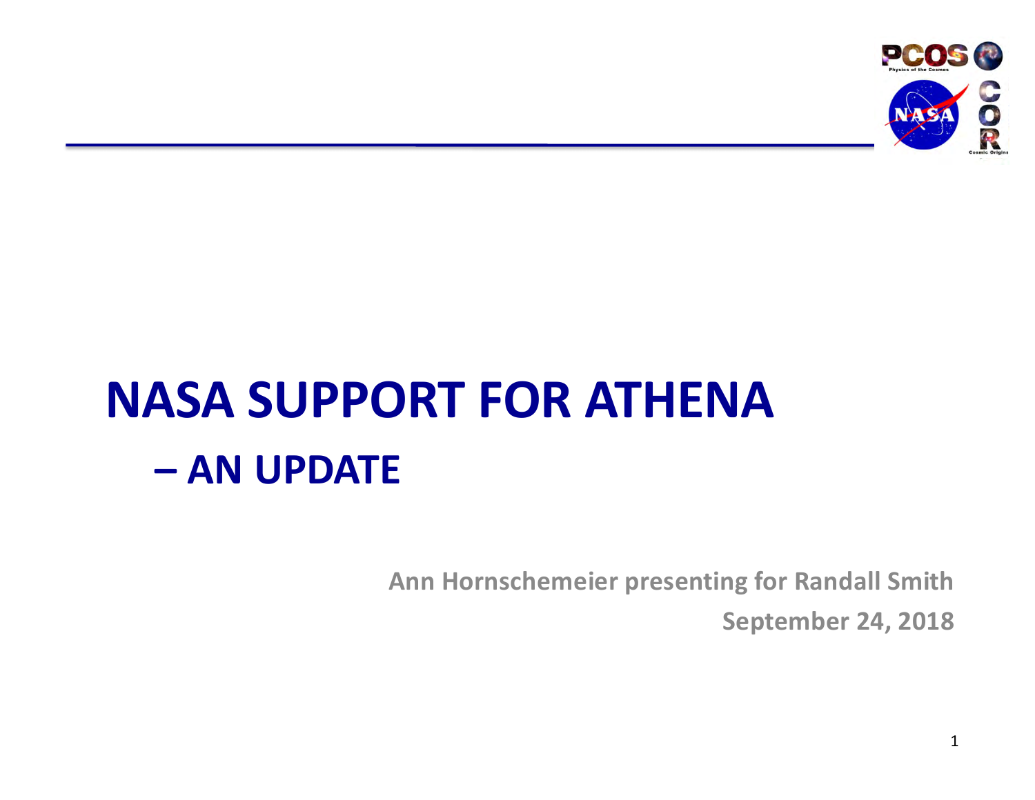# NASA SUPPORT FOR ATHENA

## – AN UPDATE

**Ann Hornschemeier presenting for Randall Smith**

**September 24, 2018**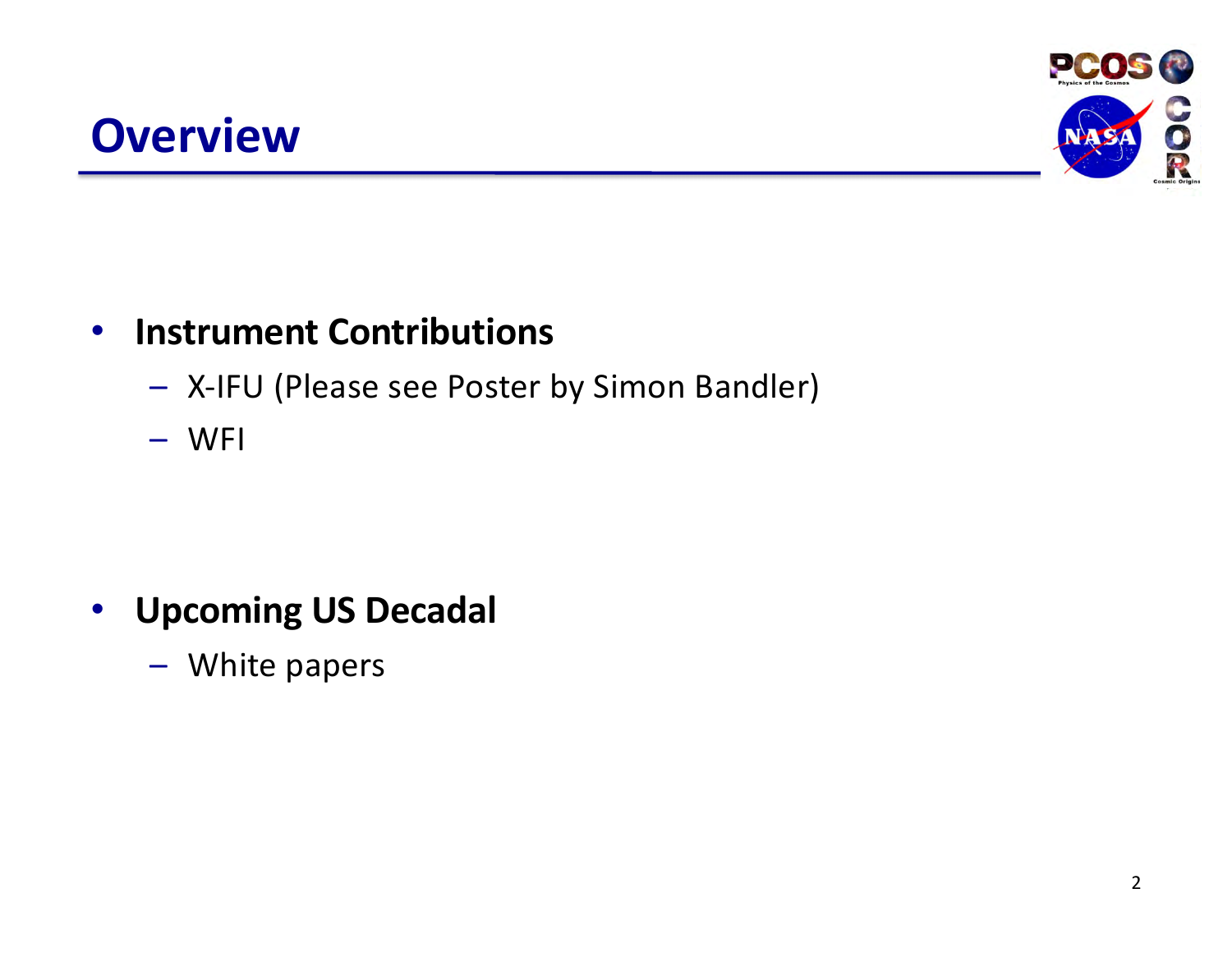# Overview

- **Instrument Contributions**
  - X-IFU (Please see Poster by Simon Bandler)
  - WFI
- **Upcoming US Decadal**
  - White papers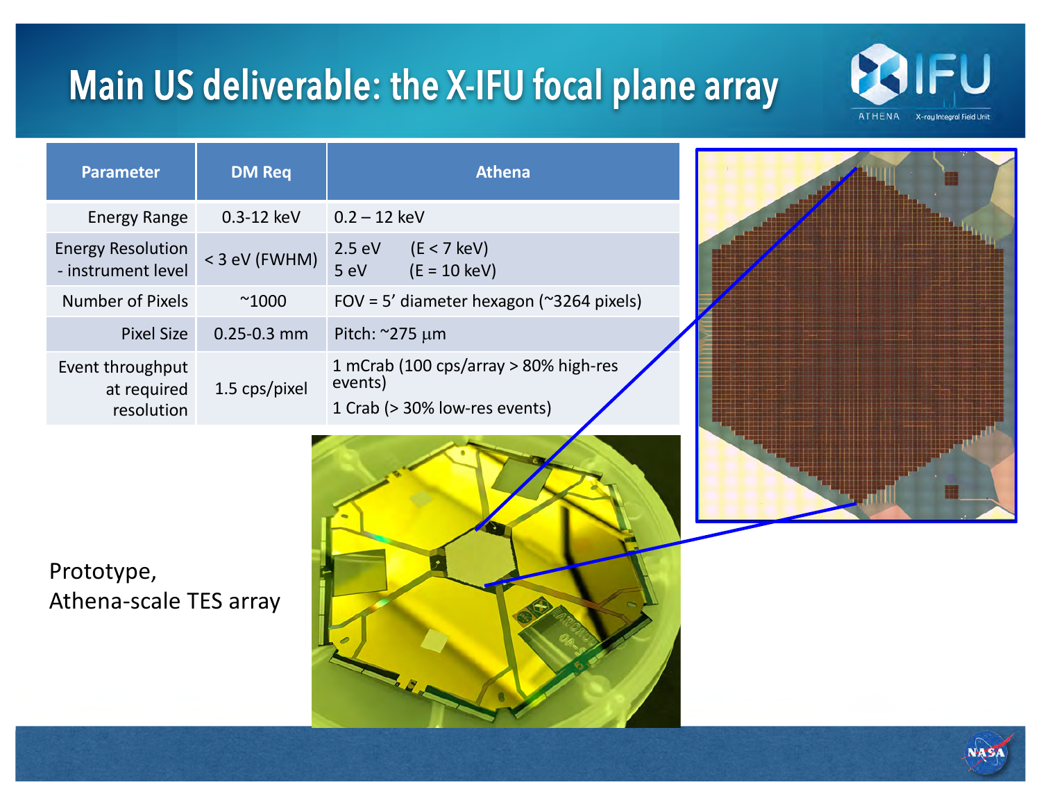# Main US deliverable: the X-IFU focal plane array

| Parameter | DM Req | Athena |
| --- | --- | --- |
| Energy Range | 0.3-12 keV | 0.2 – 12 keV |
| Energy Resolution - instrument level | < 3 eV (FWHM) | 2.5 eV (E < 7 keV)<br>5 eV (E = 10 keV) |
| Number of Pixels | ~1000 | FOV = 5' diameter hexagon (~3264 pixels) |
| Pixel Size | 0.25-0.3 mm | Pitch: ~275 μm |
| Event throughput at required resolution | 1.5 cps/pixel | 1 mCrab (100 cps/array > 80% high-res events)<br>1 Crab (> 30% low-res events) |

Prototype,
Athena-scale TES array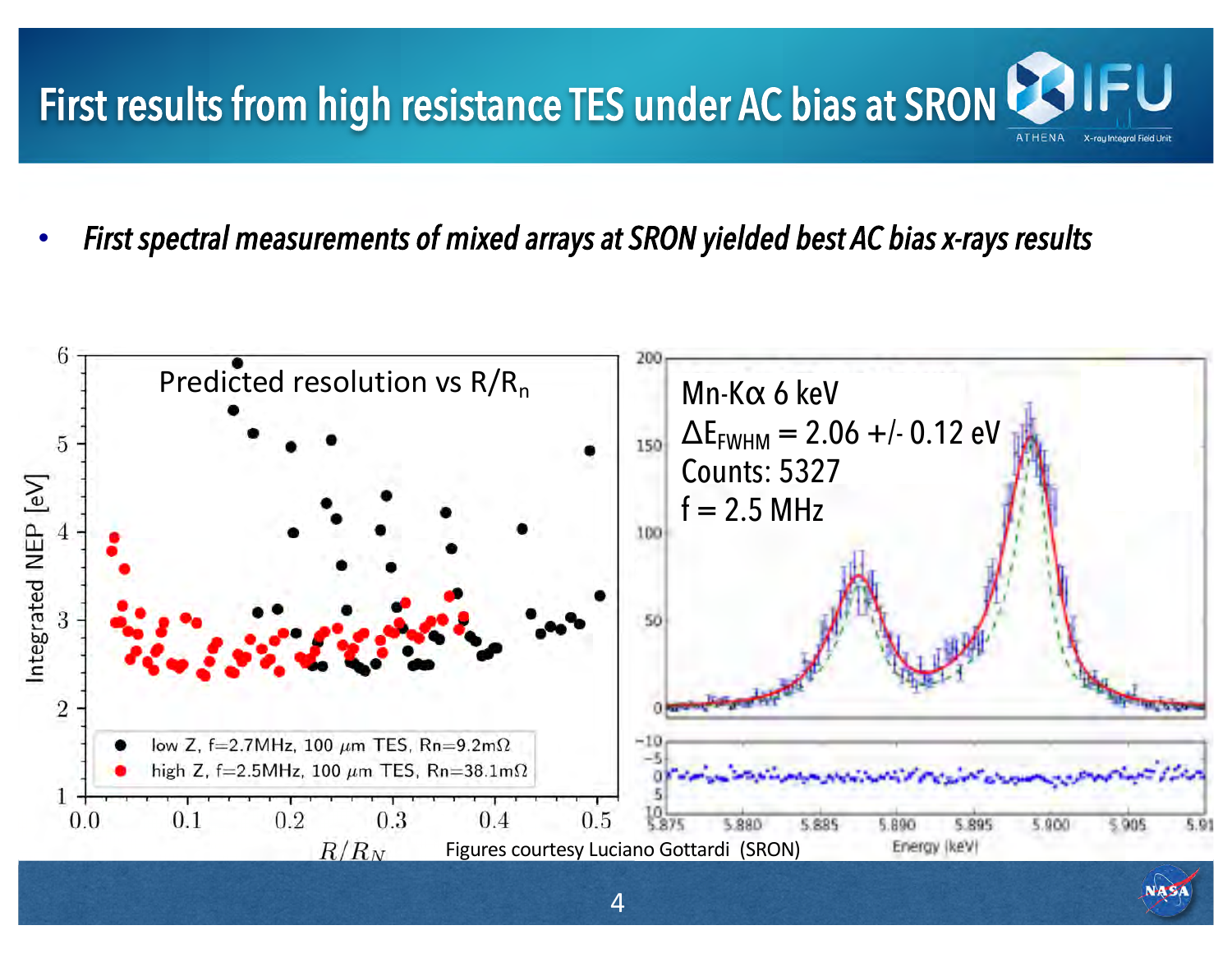# First results from high resistance TES under AC bias at SRON

- ***First spectral measurements of mixed arrays at SRON yielded best AC bias x-rays results***

Predicted resolution vs $R/R_n$

- low Z, f=2.7MHz, 100 $\mu$m TES, Rn=9.2m$\Omega$
- high Z, f=2.5MHz, 100 $\mu$m TES, Rn=38.1m$\Omega$

Mn-K$\alpha$ 6 keV
$\Delta E_{FWHM}$ = 2.06 +/- 0.12 eV
Counts: 5327
f = 2.5 MHz

Figures courtesy Luciano Gottardi (SRON)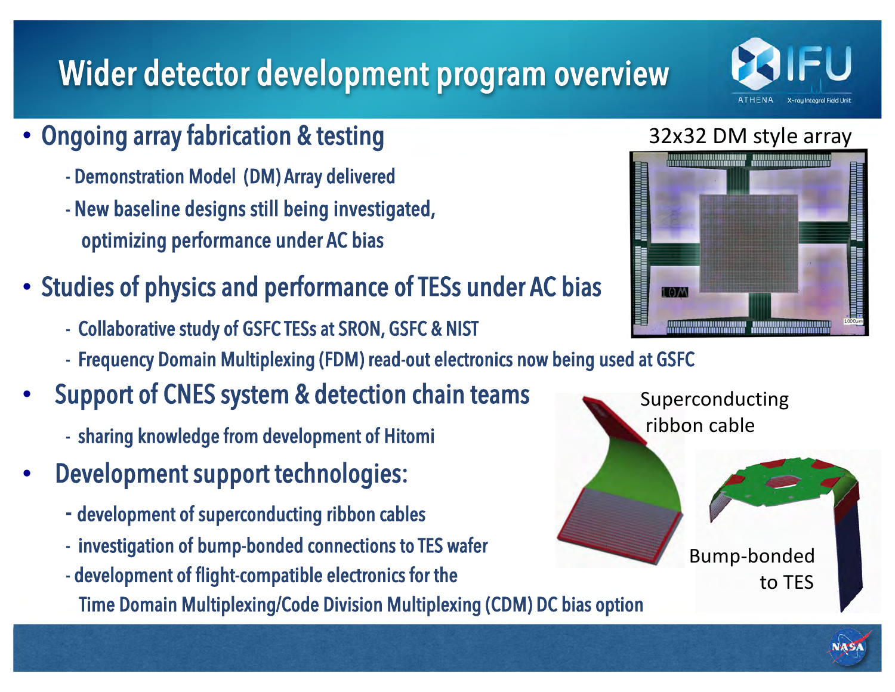# Wider detector development program overview

- **Ongoing array fabrication & testing**
  - Demonstration Model (DM) Array delivered
  - New baseline designs still being investigated, optimizing performance under AC bias
- **Studies of physics and performance of TESs under AC bias**
  - Collaborative study of GSFC TESs at SRON, GSFC & NIST
  - Frequency Domain Multiplexing (FDM) read-out electronics now being used at GSFC
- **Support of CNES system & detection chain teams**
  - sharing knowledge from development of Hitomi
- **Development support technologies:**
  - development of superconducting ribbon cables
  - investigation of bump-bonded connections to TES wafer
  - development of flight-compatible electronics for the Time Domain Multiplexing/Code Division Multiplexing (CDM) DC bias option

32x32 DM style array

Superconducting ribbon cable

Bump-bonded to TES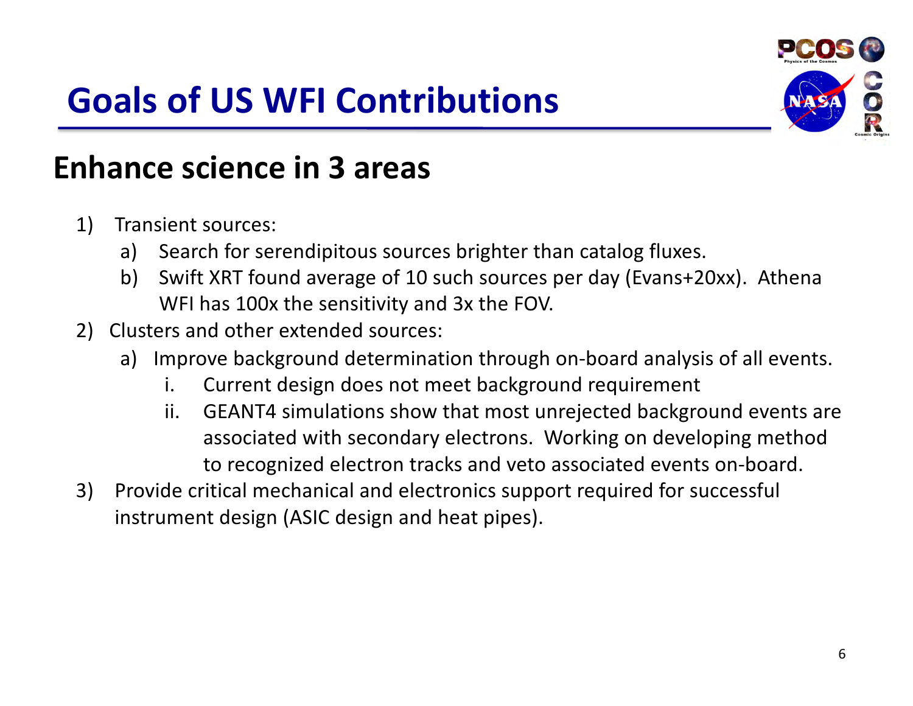# Goals of US WFI Contributions

## Enhance science in 3 areas

1) Transient sources:
   a) Search for serendipitous sources brighter than catalog fluxes.
   b) Swift XRT found average of 10 such sources per day (Evans+20xx). Athena WFI has 100x the sensitivity and 3x the FOV.
2) Clusters and other extended sources:
   a) Improve background determination through on-board analysis of all events.
      i. Current design does not meet background requirement
      ii. GEANT4 simulations show that most unrejected background events are associated with secondary electrons. Working on developing method to recognized electron tracks and veto associated events on-board.
3) Provide critical mechanical and electronics support required for successful instrument design (ASIC design and heat pipes).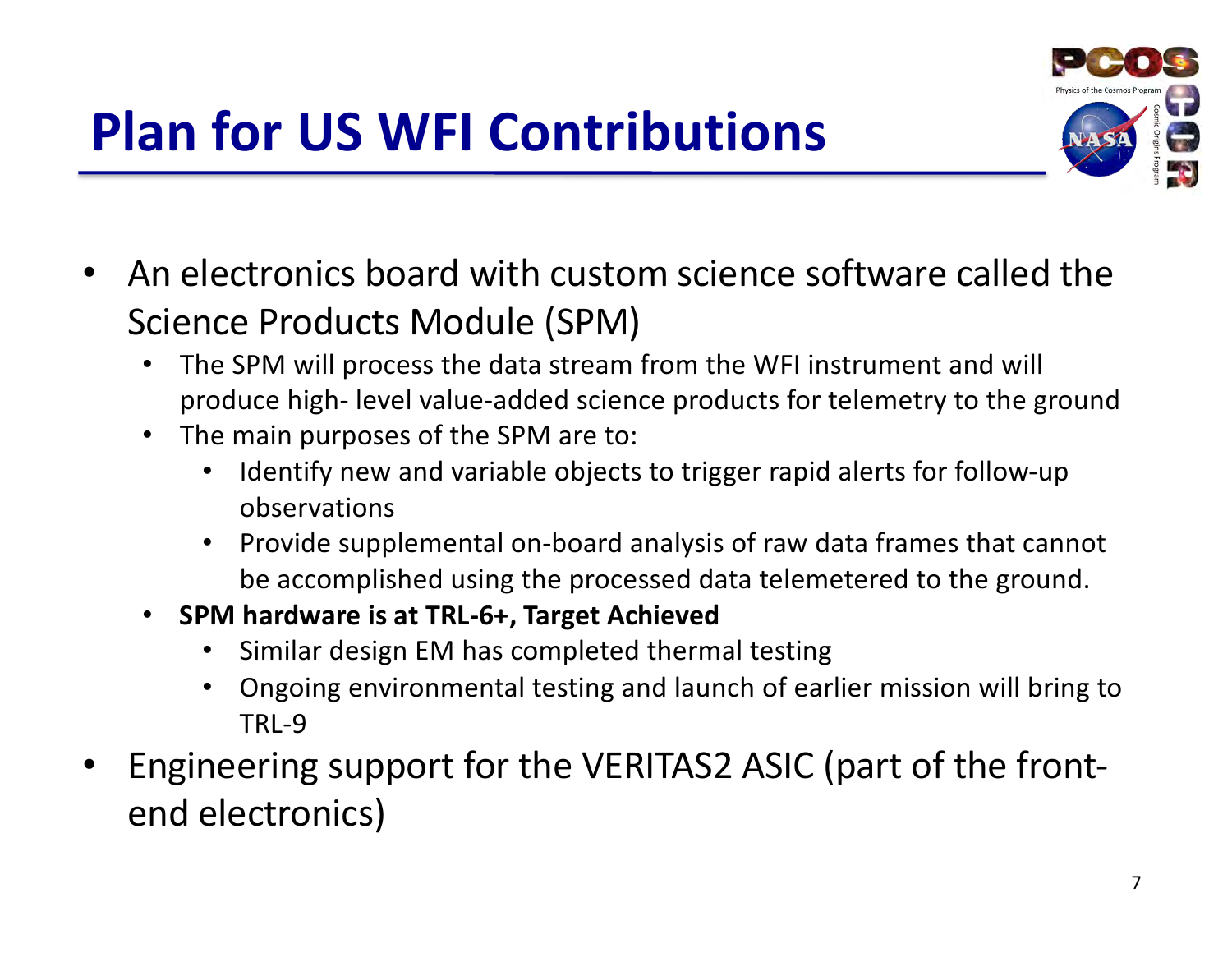# Plan for US WFI Contributions

- An electronics board with custom science software called the Science Products Module (SPM)
  - The SPM will process the data stream from the WFI instrument and will produce high- level value-added science products for telemetry to the ground
  - The main purposes of the SPM are to:
    - Identify new and variable objects to trigger rapid alerts for follow-up observations
    - Provide supplemental on-board analysis of raw data frames that cannot be accomplished using the processed data telemetered to the ground.
  - **SPM hardware is at TRL-6+, Target Achieved**
    - Similar design EM has completed thermal testing
    - Ongoing environmental testing and launch of earlier mission will bring to TRL-9
- Engineering support for the VERITAS2 ASIC (part of the front-end electronics)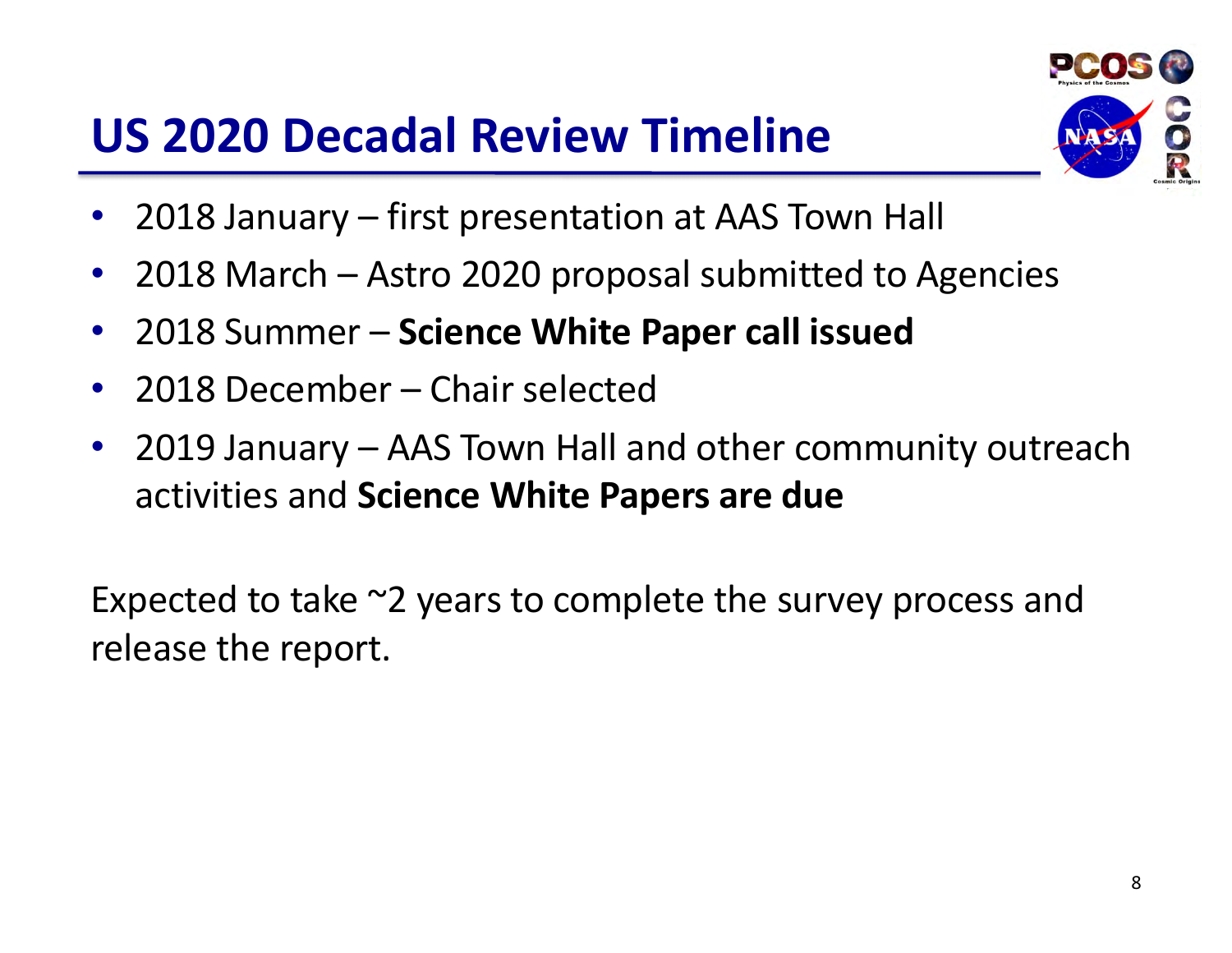# US 2020 Decadal Review Timeline

- 2018 January – first presentation at AAS Town Hall
- 2018 March – Astro 2020 proposal submitted to Agencies
- 2018 Summer – **Science White Paper call issued**
- 2018 December – Chair selected
- 2019 January – AAS Town Hall and other community outreach activities and **Science White Papers are due**

Expected to take ~2 years to complete the survey process and release the report.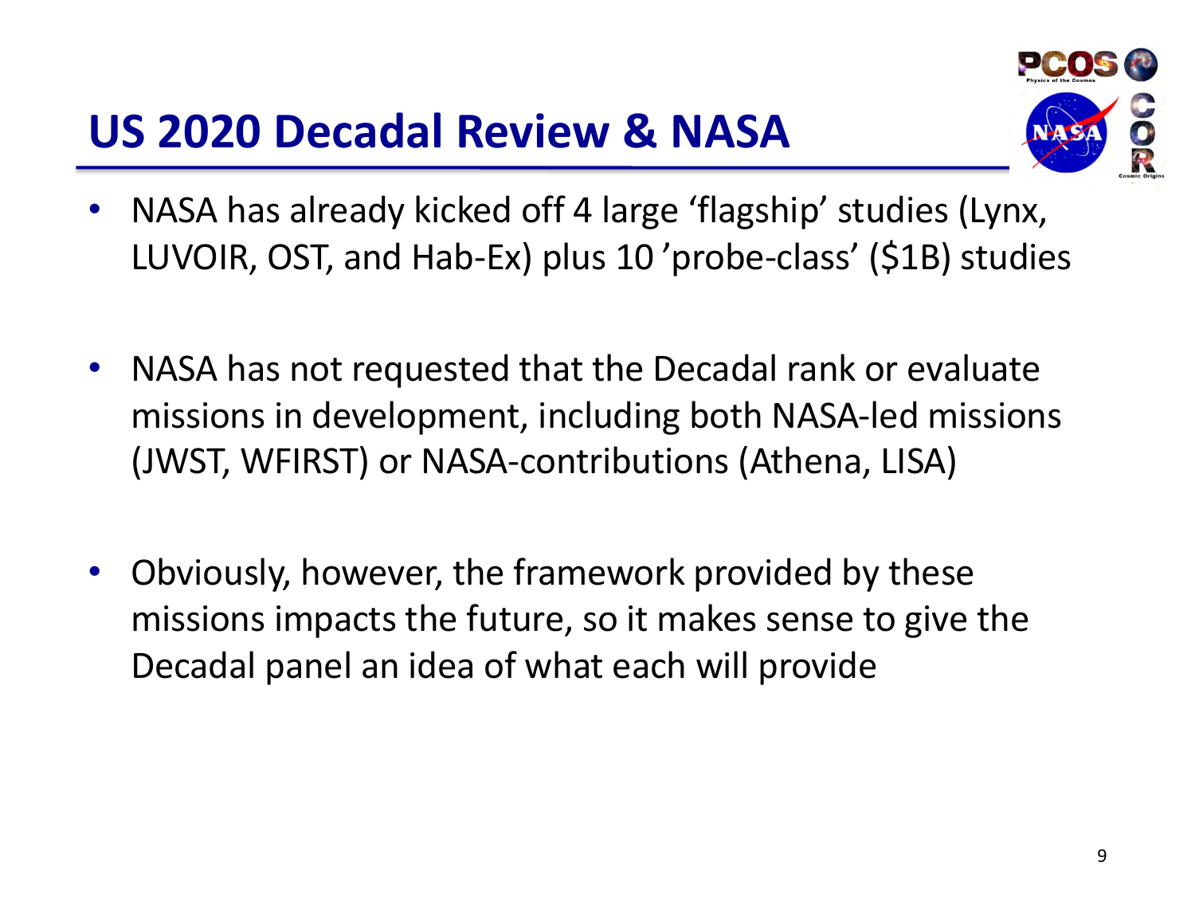# US 2020 Decadal Review & NASA

- NASA has already kicked off 4 large ‘flagship’ studies (Lynx, LUVOIR, OST, and Hab-Ex) plus 10 ’probe-class’ ($1B) studies

- NASA has not requested that the Decadal rank or evaluate missions in development, including both NASA-led missions (JWST, WFIRST) or NASA-contributions (Athena, LISA)

- Obviously, however, the framework provided by these missions impacts the future, so it makes sense to give the Decadal panel an idea of what each will provide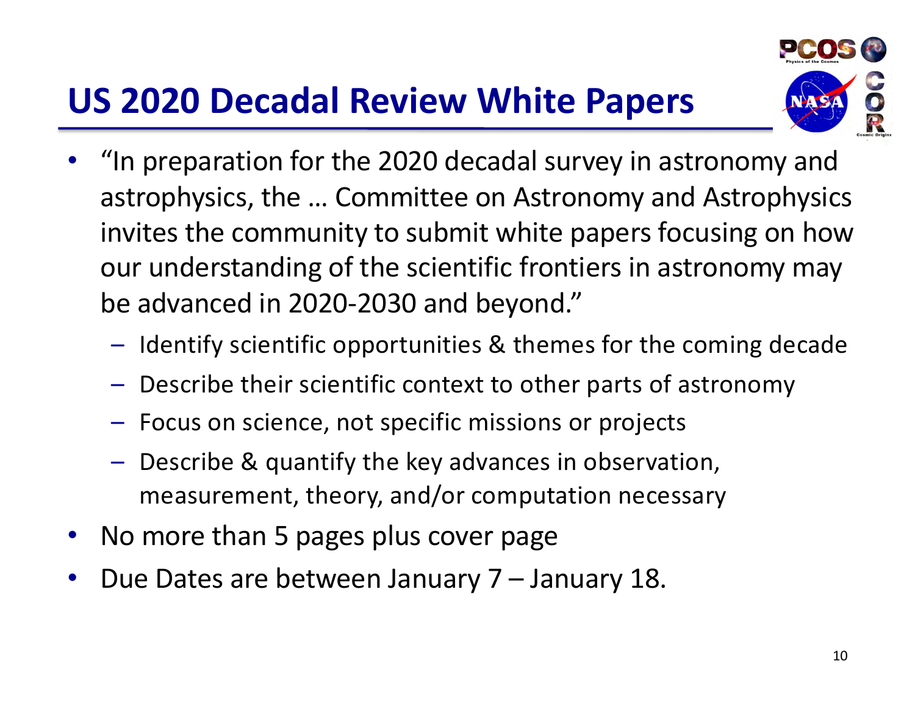# US 2020 Decadal Review White Papers

- "In preparation for the 2020 decadal survey in astronomy and astrophysics, the … Committee on Astronomy and Astrophysics invites the community to submit white papers focusing on how our understanding of the scientific frontiers in astronomy may be advanced in 2020-2030 and beyond."
  - Identify scientific opportunities & themes for the coming decade
  - Describe their scientific context to other parts of astronomy
  - Focus on science, not specific missions or projects
  - Describe & quantify the key advances in observation, measurement, theory, and/or computation necessary
- No more than 5 pages plus cover page
- Due Dates are between January 7 – January 18.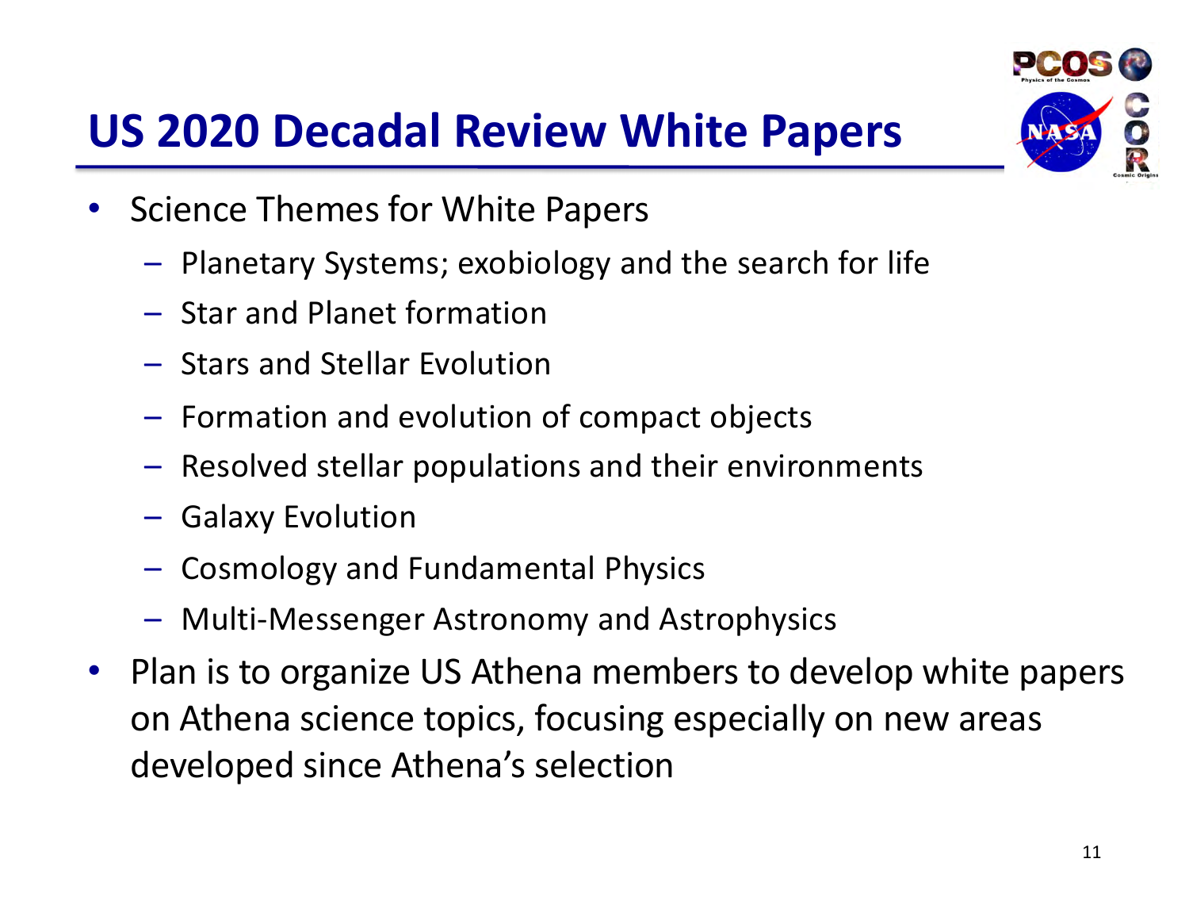# US 2020 Decadal Review White Papers

- Science Themes for White Papers
  - Planetary Systems; exobiology and the search for life
  - Star and Planet formation
  - Stars and Stellar Evolution
  - Formation and evolution of compact objects
  - Resolved stellar populations and their environments
  - Galaxy Evolution
  - Cosmology and Fundamental Physics
  - Multi-Messenger Astronomy and Astrophysics
- Plan is to organize US Athena members to develop white papers on Athena science topics, focusing especially on new areas developed since Athena's selection